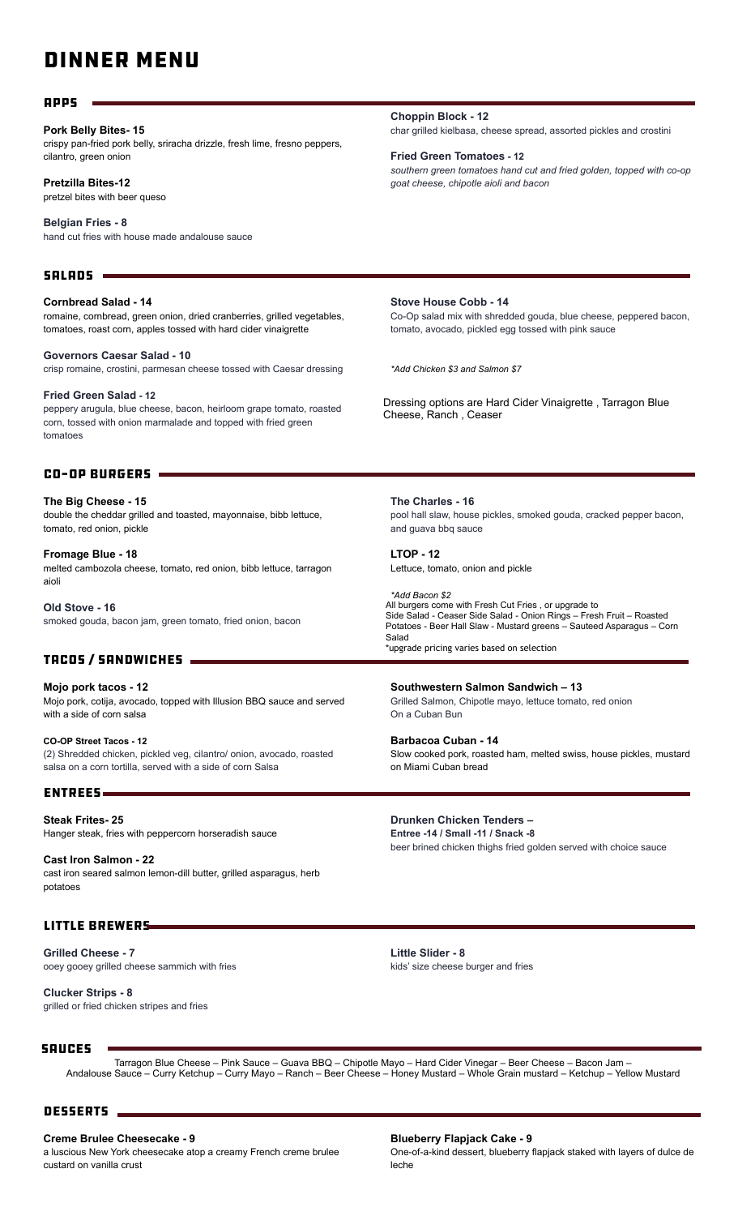# DINNER MENU

## APPS

**Pork Belly Bites- 15**
crispy pan-fried pork belly, sriracha drizzle, fresh lime, fresno peppers, cilantro, green onion

**Pretzilla Bites-12**
pretzel bites with beer queso

**Belgian Fries - 8**
hand cut fries with house made andalouse sauce

**Choppin Block - 12**
char grilled kielbasa, cheese spread, assorted pickles and crostini

**Fried Green Tomatoes - 12**
*southern green tomatoes hand cut and fried golden, topped with co-op goat cheese, chipotle aioli and bacon*

## SALADS

**Cornbread Salad - 14**
romaine, cornbread, green onion, dried cranberries, grilled vegetables, tomatoes, roast corn, apples tossed with hard cider vinaigrette

**Governors Caesar Salad - 10**
crisp romaine, crostini, parmesan cheese tossed with Caesar dressing

**Fried Green Salad - 12**
peppery arugula, blue cheese, bacon, heirloom grape tomato, roasted corn, tossed with onion marmalade and topped with fried green tomatoes

**Stove House Cobb - 14**
Co-Op salad mix with shredded gouda, blue cheese, peppered bacon, tomato, avocado, pickled egg tossed with pink sauce

*\*Add Chicken $3 and Salmon $7*

Dressing options are Hard Cider Vinaigrette , Tarragon Blue Cheese, Ranch , Ceaser

## CO-OP BURGERS

**The Big Cheese - 15**
double the cheddar grilled and toasted, mayonnaise, bibb lettuce, tomato, red onion, pickle

**Fromage Blue - 18**
melted cambozola cheese, tomato, red onion, bibb lettuce, tarragon aioli

**Old Stove - 16**
smoked gouda, bacon jam, green tomato, fried onion, bacon

**The Charles - 16**
pool hall slaw, house pickles, smoked gouda, cracked pepper bacon, and guava bbq sauce

**LTOP - 12**
Lettuce, tomato, onion and pickle

*\*Add Bacon $2*
All burgers come with Fresh Cut Fries , or upgrade to
Side Salad - Ceaser Side Salad - Onion Rings – Fresh Fruit – Roasted Potatoes - Beer Hall Slaw - Mustard greens – Sauteed Asparagus – Corn Salad
\*upgrade pricing varies based on selection

## TACOS / SANDWICHES

**Mojo pork tacos - 12**
Mojo pork, cotija, avocado, topped with Illusion BBQ sauce and served with a side of corn salsa

**CO-OP Street Tacos - 12**
(2) Shredded chicken, pickled veg, cilantro/ onion, avocado, roasted salsa on a corn tortilla, served with a side of corn Salsa

**Southwestern Salmon Sandwich – 13**
Grilled Salmon, Chipotle mayo, lettuce tomato, red onion
On a Cuban Bun

**Barbacoa Cuban - 14**
Slow cooked pork, roasted ham, melted swiss, house pickles, mustard on Miami Cuban bread

## ENTREES

**Steak Frites- 25**
Hanger steak, fries with peppercorn horseradish sauce

**Cast Iron Salmon - 22**
cast iron seared salmon lemon-dill butter, grilled asparagus, herb potatoes

**Drunken Chicken Tenders –**
**Entree -14 / Small -11 / Snack -8**
beer brined chicken thighs fried golden served with choice sauce

## LITTLE BREWERS

**Grilled Cheese - 7**
ooey gooey grilled cheese sammich with fries

**Clucker Strips - 8**
grilled or fried chicken stripes and fries

**Little Slider - 8**
kids' size cheese burger and fries

## SAUCES

Tarragon Blue Cheese – Pink Sauce – Guava BBQ – Chipotle Mayo – Hard Cider Vinegar – Beer Cheese – Bacon Jam – Andalouse Sauce – Curry Ketchup – Curry Mayo – Ranch – Beer Cheese – Honey Mustard – Whole Grain mustard – Ketchup – Yellow Mustard

## DESSERTS

**Creme Brulee Cheesecake - 9**
a luscious New York cheesecake atop a creamy French creme brulee custard on vanilla crust

**Blueberry Flapjack Cake - 9**
One-of-a-kind dessert, blueberry flapjack staked with layers of dulce de leche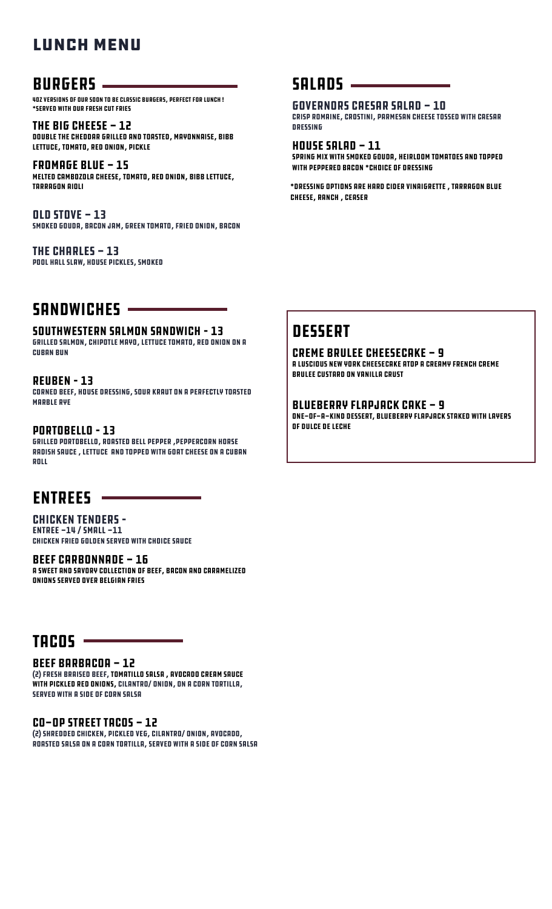# LUNCH MENU

## BURGERS

4OZ VERSIONS OF OUR SOON TO BE CLASSIC BURGERS, PERFECT FOR LUNCH !
*SERVED WITH OUR FRESH CUT FRIES

### THE BIG CHEESE – 12
DOUBLE THE CHEDDAR GRILLED AND TOASTED, MAYONNAISE, BIBB LETTUCE, TOMATO, RED ONION, PICKLE

### FROMAGE BLUE – 15
MELTED CAMBOZOLA CHEESE, TOMATO, RED ONION, BIBB LETTUCE, TARRAGON AIOLI

### OLD STOVE – 13
SMOKED GOUDA, BACON JAM, GREEN TOMATO, FRIED ONION, BACON

### THE CHARLES – 13
POOL HALL SLAW, HOUSE PICKLES, SMOKED

## SANDWICHES

### SOUTHWESTERN SALMON SANDWICH - 13
GRILLED SALMON, CHIPOTLE MAYO, LETTUCE TOMATO, RED ONION ON A CUBAN BUN

### REUBEN - 13
CORNED BEEF, HOUSE DRESSING, SOUR KRAUT ON A PERFECTLY TOASTED MARBLE RYE

### PORTOBELLO - 13
GRILLED PORTOBELLO, ROASTED BELL PEPPER ,PEPPERCORN HORSE RADISH SAUCE , LETTUCE AND TOPPED WITH GOAT CHEESE ON A CUBAN ROLL

## ENTREES

### CHICKEN TENDERS -
ENTREE –14 / SMALL –11
CHICKEN FRIED GOLDEN SERVED WITH CHOICE SAUCE

### BEEF CARBONNADE – 16
A SWEET AND SAVORY COLLECTION OF BEEF, BACON AND CARAMELIZED ONIONS SERVED OVER BELGIAN FRIES

## TACOS

### BEEF BARBACOA – 12
(2) FRESH BRAISED BEEF, TOMATILLO SALSA , AVOCADO CREAM SAUCE WITH PICKLED RED ONIONS, CILANTRO/ ONION, ON A CORN TORTILLA, SERVED WITH A SIDE OF CORN SALSA

### CO-OP STREET TACOS – 12
(2) SHREDDED CHICKEN, PICKLED VEG, CILANTRO/ ONION, AVOCADO, ROASTED SALSA ON A CORN TORTILLA, SERVED WITH A SIDE OF CORN SALSA

## SALADS

### GOVERNORS CAESAR SALAD – 10
CRISP ROMAINE, CROSTINI, PARMESAN CHEESE TOSSED WITH CAESAR DRESSING

### HOUSE SALAD – 11
SPRING MIX WITH SMOKED GOUDA, HEIRLOOM TOMATOES AND TOPPED WITH PEPPERED BACON *CHOICE OF DRESSING

*DRESSING OPTIONS ARE HARD CIDER VINAIGRETTE , TARRAGON BLUE CHEESE, RANCH , CEASER

## DESSERT

### CREME BRULEE CHEESECAKE – 9
A LUSCIOUS NEW YORK CHEESECAKE ATOP A CREAMY FRENCH CREME BRULEE CUSTARD ON VANILLA CRUST

### BLUEBERRY FLAPJACK CAKE – 9
ONE-OF-A-KIND DESSERT, BLUEBERRY FLAPJACK STAKED WITH LAYERS OF DULCE DE LECHE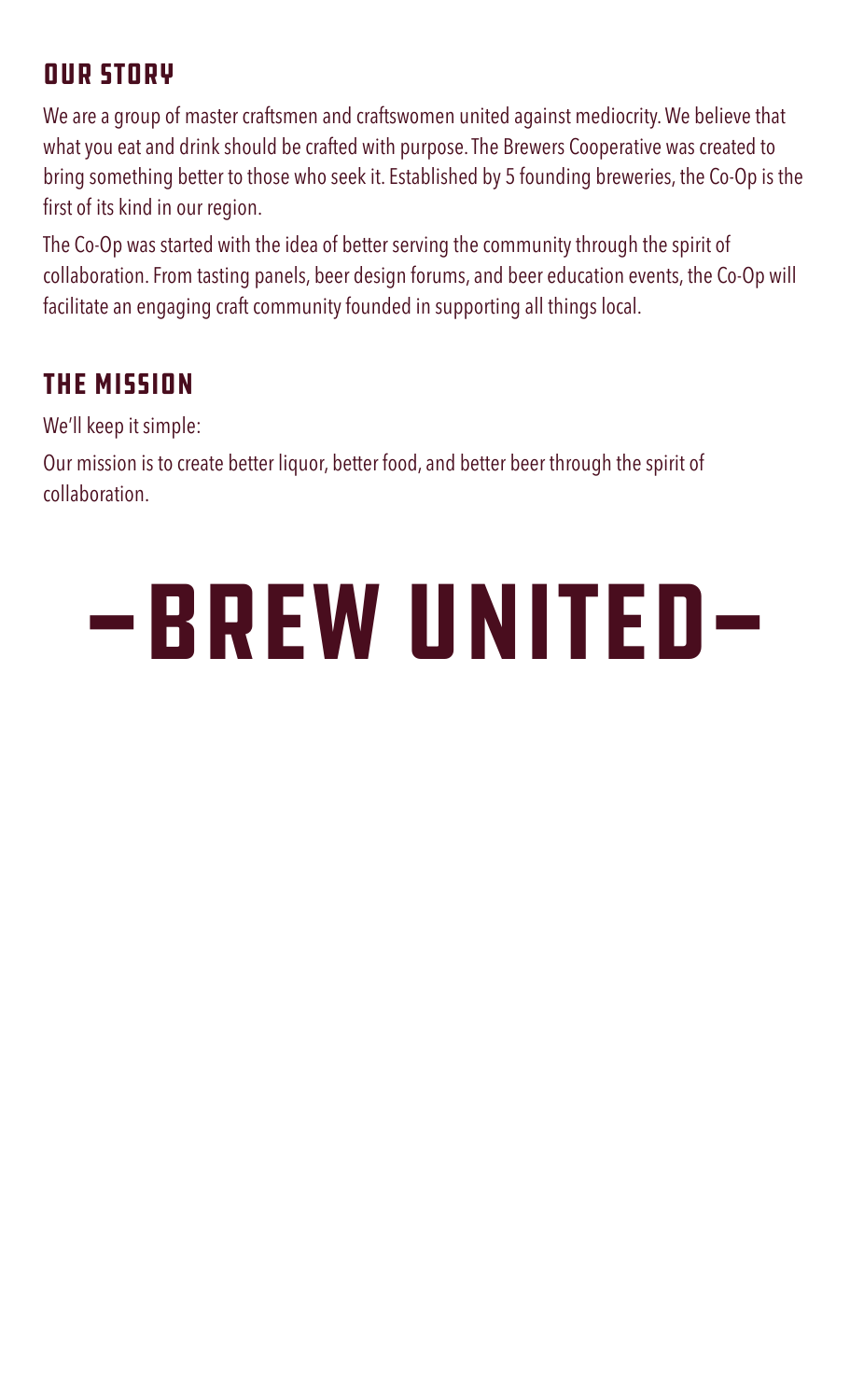## OUR STORY

We are a group of master craftsmen and craftswomen united against mediocrity. We believe that what you eat and drink should be crafted with purpose. The Brewers Cooperative was created to bring something better to those who seek it. Established by 5 founding breweries, the Co-Op is the first of its kind in our region.

The Co-Op was started with the idea of better serving the community through the spirit of collaboration. From tasting panels, beer design forums, and beer education events, the Co-Op will facilitate an engaging craft community founded in supporting all things local.

## THE MISSION

We'll keep it simple:

Our mission is to create better liquor, better food, and better beer through the spirit of collaboration.

# —BREW UNITED—